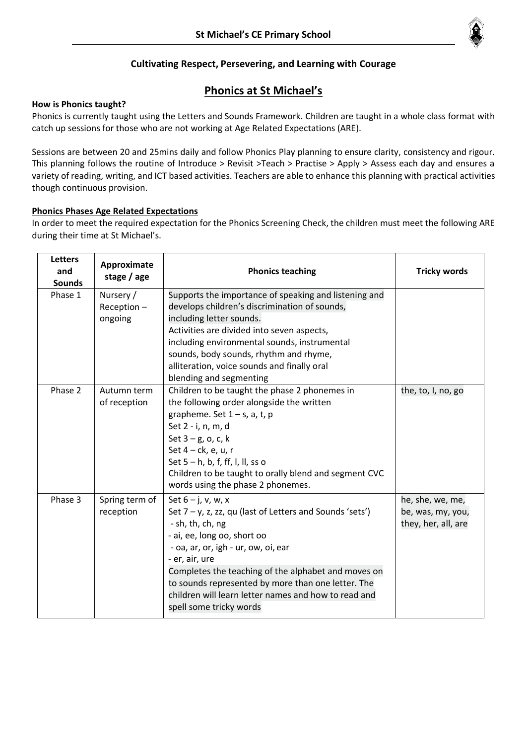# St Michael's CE Primary School

**Cultivating Respect, Persevering, and Learning with Courage**

## Phonics at St Michael's

### How is Phonics taught?

Phonics is currently taught using the Letters and Sounds Framework. Children are taught in a whole class format with catch up sessions for those who are not working at Age Related Expectations (ARE).

Sessions are between 20 and 25mins daily and follow Phonics Play planning to ensure clarity, consistency and rigour. This planning follows the routine of Introduce > Revisit >Teach > Practise > Apply > Assess each day and ensures a variety of reading, writing, and ICT based activities. Teachers are able to enhance this planning with practical activities though continuous provision.

### Phonics Phases Age Related Expectations

In order to meet the required expectation for the Phonics Screening Check, the children must meet the following ARE during their time at St Michael's.

| Letters and Sounds | Approximate stage / age | Phonics teaching | Tricky words |
|---|---|---|---|
| Phase 1 | Nursery / Reception – ongoing | Supports the importance of speaking and listening and develops children's discrimination of sounds, including letter sounds.<br>Activities are divided into seven aspects, including environmental sounds, instrumental sounds, body sounds, rhythm and rhyme, alliteration, voice sounds and finally oral blending and segmenting | |
| Phase 2 | Autumn term of reception | Children to be taught the phase 2 phonemes in the following order alongside the written grapheme. Set 1 – s, a, t, p<br>Set 2 - i, n, m, d<br>Set 3 – g, o, c, k<br>Set 4 – ck, e, u, r<br>Set 5 – h, b, f, ff, l, ll, ss o<br>Children to be taught to orally blend and segment CVC words using the phase 2 phonemes. | the, to, I, no, go |
| Phase 3 | Spring term of reception | Set 6 – j, v, w, x<br>Set 7 – y, z, zz, qu (last of Letters and Sounds 'sets')<br>- sh, th, ch, ng<br>- ai, ee, long oo, short oo<br>- oa, ar, or, igh - ur, ow, oi, ear<br>- er, air, ure<br>Completes the teaching of the alphabet and moves on to sounds represented by more than one letter. The children will learn letter names and how to read and spell some tricky words | he, she, we, me, be, was, my, you, they, her, all, are |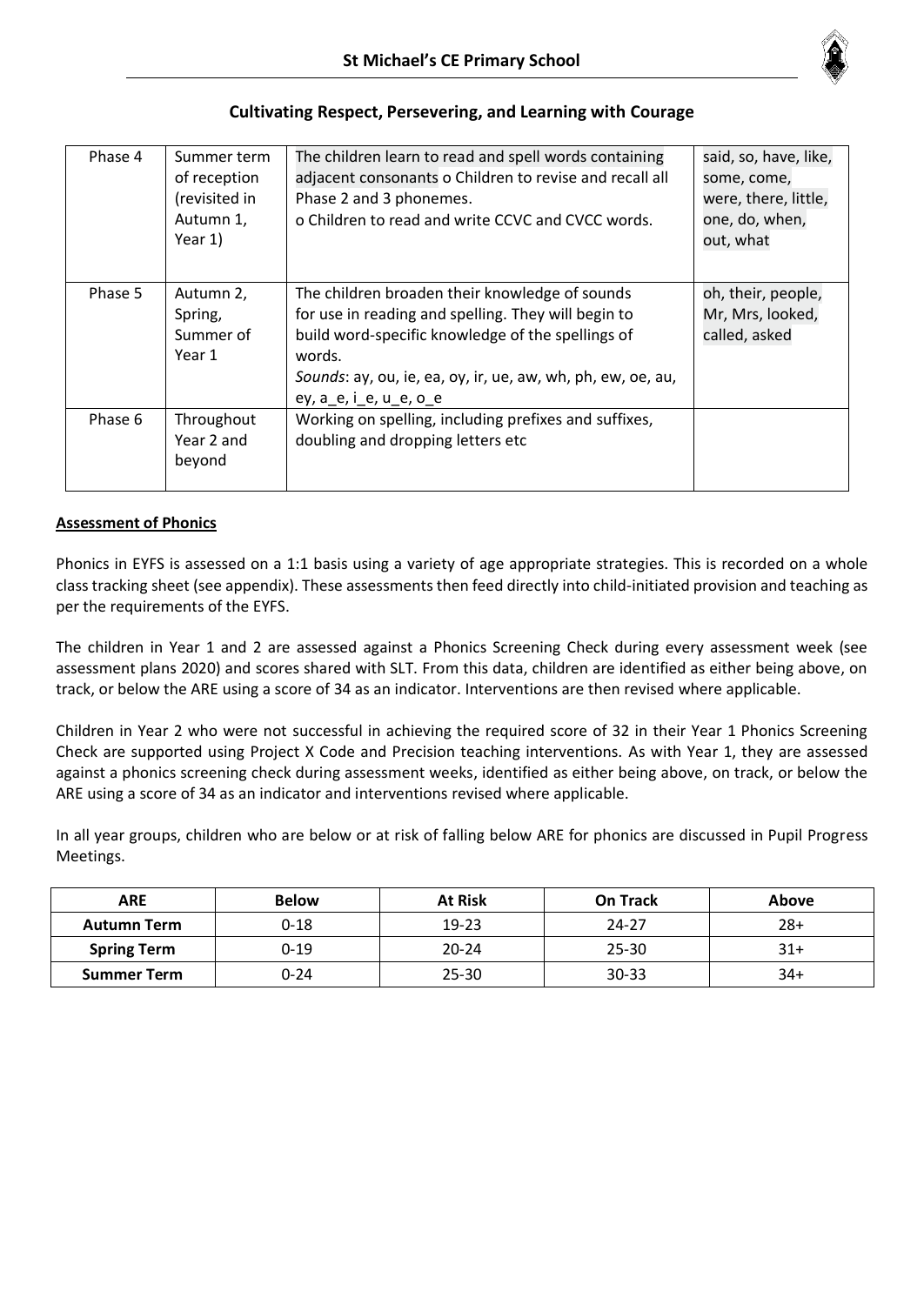| | | | |
|---|---|---|---|
| Phase 4 | Summer term of reception (revisited in Autumn 1, Year 1) | The children learn to read and spell words containing adjacent consonants o Children to revise and recall all Phase 2 and 3 phonemes.<br>o Children to read and write CCVC and CVCC words. | said, so, have, like, some, come, were, there, little, one, do, when, out, what |
| Phase 5 | Autumn 2, Spring, Summer of Year 1 | The children broaden their knowledge of sounds for use in reading and spelling. They will begin to build word-specific knowledge of the spellings of words.<br>*Sounds*: ay, ou, ie, ea, oy, ir, ue, aw, wh, ph, ew, oe, au, ey, a_e, i_e, u_e, o_e | oh, their, people, Mr, Mrs, looked, called, asked |
| Phase 6 | Throughout Year 2 and beyond | Working on spelling, including prefixes and suffixes, doubling and dropping letters etc | |

**Assessment of Phonics**

Phonics in EYFS is assessed on a 1:1 basis using a variety of age appropriate strategies. This is recorded on a whole class tracking sheet (see appendix). These assessments then feed directly into child-initiated provision and teaching as per the requirements of the EYFS.

The children in Year 1 and 2 are assessed against a Phonics Screening Check during every assessment week (see assessment plans 2020) and scores shared with SLT. From this data, children are identified as either being above, on track, or below the ARE using a score of 34 as an indicator. Interventions are then revised where applicable.

Children in Year 2 who were not successful in achieving the required score of 32 in their Year 1 Phonics Screening Check are supported using Project X Code and Precision teaching interventions. As with Year 1, they are assessed against a phonics screening check during assessment weeks, identified as either being above, on track, or below the ARE using a score of 34 as an indicator and interventions revised where applicable.

In all year groups, children who are below or at risk of falling below ARE for phonics are discussed in Pupil Progress Meetings.

| ARE | Below | At Risk | On Track | Above |
|---|---|---|---|---|
| **Autumn Term** | 0-18 | 19-23 | 24-27 | 28+ |
| **Spring Term** | 0-19 | 20-24 | 25-30 | 31+ |
| **Summer Term** | 0-24 | 25-30 | 30-33 | 34+ |